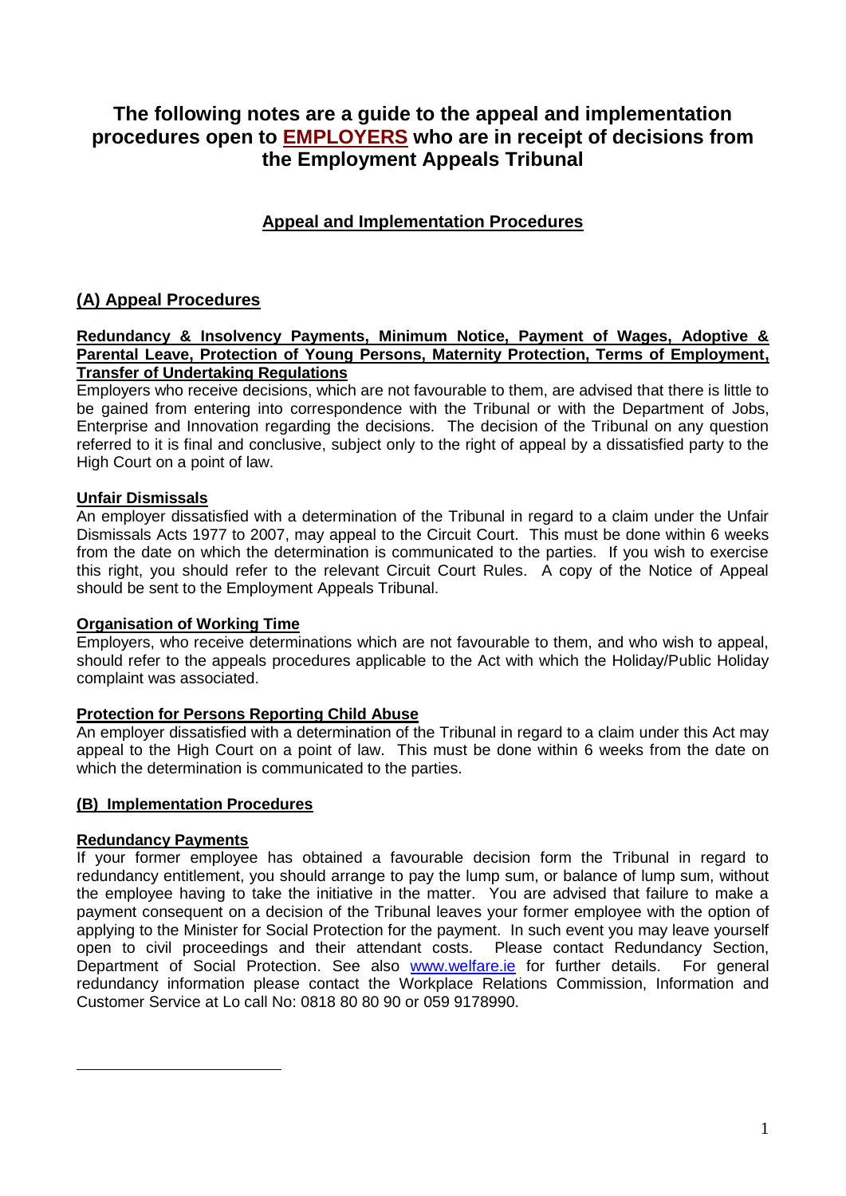# The following notes are a guide to the appeal and implementation procedures open to **EMPLOYERS** who are in receipt of decisions from the Employment Appeals Tribunal

## Appeal and Implementation Procedures

## (A) Appeal Procedures

**Redundancy & Insolvency Payments, Minimum Notice, Payment of Wages, Adoptive & Parental Leave, Protection of Young Persons, Maternity Protection, Terms of Employment, Transfer of Undertaking Regulations**

Employers who receive decisions, which are not favourable to them, are advised that there is little to be gained from entering into correspondence with the Tribunal or with the Department of Jobs, Enterprise and Innovation regarding the decisions. The decision of the Tribunal on any question referred to it is final and conclusive, subject only to the right of appeal by a dissatisfied party to the High Court on a point of law.

**Unfair Dismissals**

An employer dissatisfied with a determination of the Tribunal in regard to a claim under the Unfair Dismissals Acts 1977 to 2007, may appeal to the Circuit Court. This must be done within 6 weeks from the date on which the determination is communicated to the parties. If you wish to exercise this right, you should refer to the relevant Circuit Court Rules. A copy of the Notice of Appeal should be sent to the Employment Appeals Tribunal.

**Organisation of Working Time**

Employers, who receive determinations which are not favourable to them, and who wish to appeal, should refer to the appeals procedures applicable to the Act with which the Holiday/Public Holiday complaint was associated.

**Protection for Persons Reporting Child Abuse**

An employer dissatisfied with a determination of the Tribunal in regard to a claim under this Act may appeal to the High Court on a point of law. This must be done within 6 weeks from the date on which the determination is communicated to the parties.

## (B) Implementation Procedures

**Redundancy Payments**

If your former employee has obtained a favourable decision form the Tribunal in regard to redundancy entitlement, you should arrange to pay the lump sum, or balance of lump sum, without the employee having to take the initiative in the matter. You are advised that failure to make a payment consequent on a decision of the Tribunal leaves your former employee with the option of applying to the Minister for Social Protection for the payment. In such event you may leave yourself open to civil proceedings and their attendant costs. Please contact Redundancy Section, Department of Social Protection. See also www.welfare.ie for further details. For general redundancy information please contact the Workplace Relations Commission, Information and Customer Service at Lo call No: 0818 80 80 90 or 059 9178990.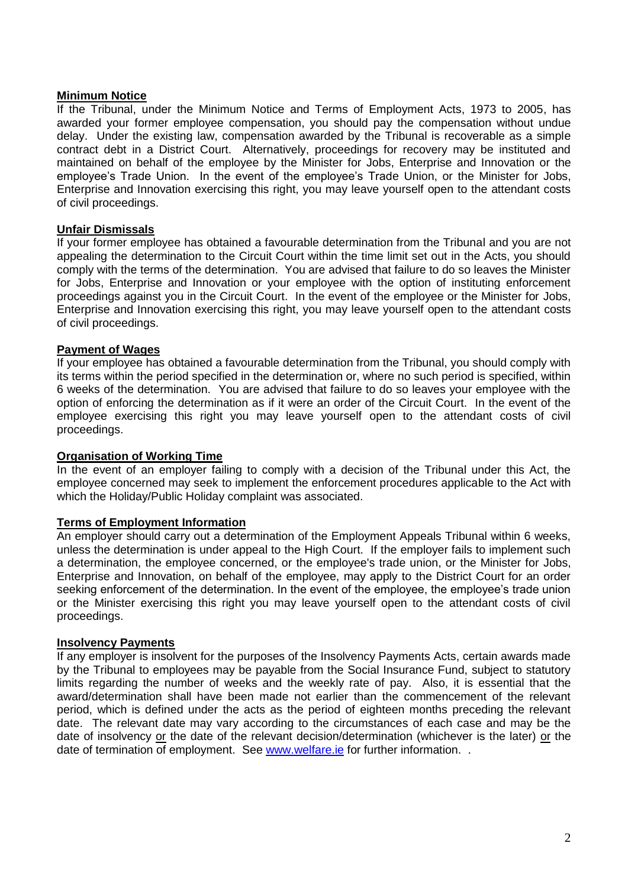**Minimum Notice**

If the Tribunal, under the Minimum Notice and Terms of Employment Acts, 1973 to 2005, has awarded your former employee compensation, you should pay the compensation without undue delay. Under the existing law, compensation awarded by the Tribunal is recoverable as a simple contract debt in a District Court. Alternatively, proceedings for recovery may be instituted and maintained on behalf of the employee by the Minister for Jobs, Enterprise and Innovation or the employee's Trade Union. In the event of the employee's Trade Union, or the Minister for Jobs, Enterprise and Innovation exercising this right, you may leave yourself open to the attendant costs of civil proceedings.

**Unfair Dismissals**

If your former employee has obtained a favourable determination from the Tribunal and you are not appealing the determination to the Circuit Court within the time limit set out in the Acts, you should comply with the terms of the determination. You are advised that failure to do so leaves the Minister for Jobs, Enterprise and Innovation or your employee with the option of instituting enforcement proceedings against you in the Circuit Court. In the event of the employee or the Minister for Jobs, Enterprise and Innovation exercising this right, you may leave yourself open to the attendant costs of civil proceedings.

**Payment of Wages**

If your employee has obtained a favourable determination from the Tribunal, you should comply with its terms within the period specified in the determination or, where no such period is specified, within 6 weeks of the determination. You are advised that failure to do so leaves your employee with the option of enforcing the determination as if it were an order of the Circuit Court. In the event of the employee exercising this right you may leave yourself open to the attendant costs of civil proceedings.

**Organisation of Working Time**

In the event of an employer failing to comply with a decision of the Tribunal under this Act, the employee concerned may seek to implement the enforcement procedures applicable to the Act with which the Holiday/Public Holiday complaint was associated.

**Terms of Employment Information**

An employer should carry out a determination of the Employment Appeals Tribunal within 6 weeks, unless the determination is under appeal to the High Court. If the employer fails to implement such a determination, the employee concerned, or the employee's trade union, or the Minister for Jobs, Enterprise and Innovation, on behalf of the employee, may apply to the District Court for an order seeking enforcement of the determination. In the event of the employee, the employee's trade union or the Minister exercising this right you may leave yourself open to the attendant costs of civil proceedings.

**Insolvency Payments**

If any employer is insolvent for the purposes of the Insolvency Payments Acts, certain awards made by the Tribunal to employees may be payable from the Social Insurance Fund, subject to statutory limits regarding the number of weeks and the weekly rate of pay. Also, it is essential that the award/determination shall have been made not earlier than the commencement of the relevant period, which is defined under the acts as the period of eighteen months preceding the relevant date. The relevant date may vary according to the circumstances of each case and may be the date of insolvency <u>or</u> the date of the relevant decision/determination (whichever is the later) <u>or</u> the date of termination of employment. See [www.welfare.ie](http://www.welfare.ie) for further information. .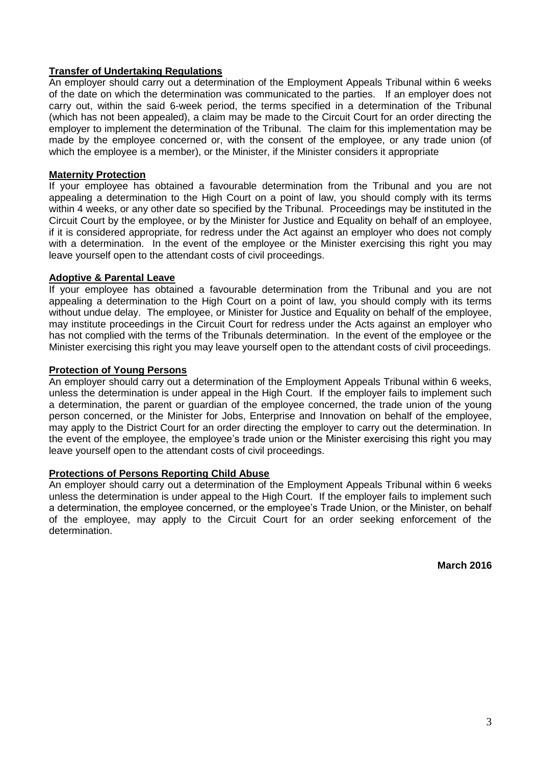**Transfer of Undertaking Regulations**

An employer should carry out a determination of the Employment Appeals Tribunal within 6 weeks of the date on which the determination was communicated to the parties. If an employer does not carry out, within the said 6-week period, the terms specified in a determination of the Tribunal (which has not been appealed), a claim may be made to the Circuit Court for an order directing the employer to implement the determination of the Tribunal. The claim for this implementation may be made by the employee concerned or, with the consent of the employee, or any trade union (of which the employee is a member), or the Minister, if the Minister considers it appropriate

**Maternity Protection**

If your employee has obtained a favourable determination from the Tribunal and you are not appealing a determination to the High Court on a point of law, you should comply with its terms within 4 weeks, or any other date so specified by the Tribunal. Proceedings may be instituted in the Circuit Court by the employee, or by the Minister for Justice and Equality on behalf of an employee, if it is considered appropriate, for redress under the Act against an employer who does not comply with a determination. In the event of the employee or the Minister exercising this right you may leave yourself open to the attendant costs of civil proceedings.

**Adoptive & Parental Leave**

If your employee has obtained a favourable determination from the Tribunal and you are not appealing a determination to the High Court on a point of law, you should comply with its terms without undue delay. The employee, or Minister for Justice and Equality on behalf of the employee, may institute proceedings in the Circuit Court for redress under the Acts against an employer who has not complied with the terms of the Tribunals determination. In the event of the employee or the Minister exercising this right you may leave yourself open to the attendant costs of civil proceedings.

**Protection of Young Persons**

An employer should carry out a determination of the Employment Appeals Tribunal within 6 weeks, unless the determination is under appeal in the High Court. If the employer fails to implement such a determination, the parent or guardian of the employee concerned, the trade union of the young person concerned, or the Minister for Jobs, Enterprise and Innovation on behalf of the employee, may apply to the District Court for an order directing the employer to carry out the determination. In the event of the employee, the employee's trade union or the Minister exercising this right you may leave yourself open to the attendant costs of civil proceedings.

**Protections of Persons Reporting Child Abuse**

An employer should carry out a determination of the Employment Appeals Tribunal within 6 weeks unless the determination is under appeal to the High Court. If the employer fails to implement such a determination, the employee concerned, or the employee's Trade Union, or the Minister, on behalf of the employee, may apply to the Circuit Court for an order seeking enforcement of the determination.

**March 2016**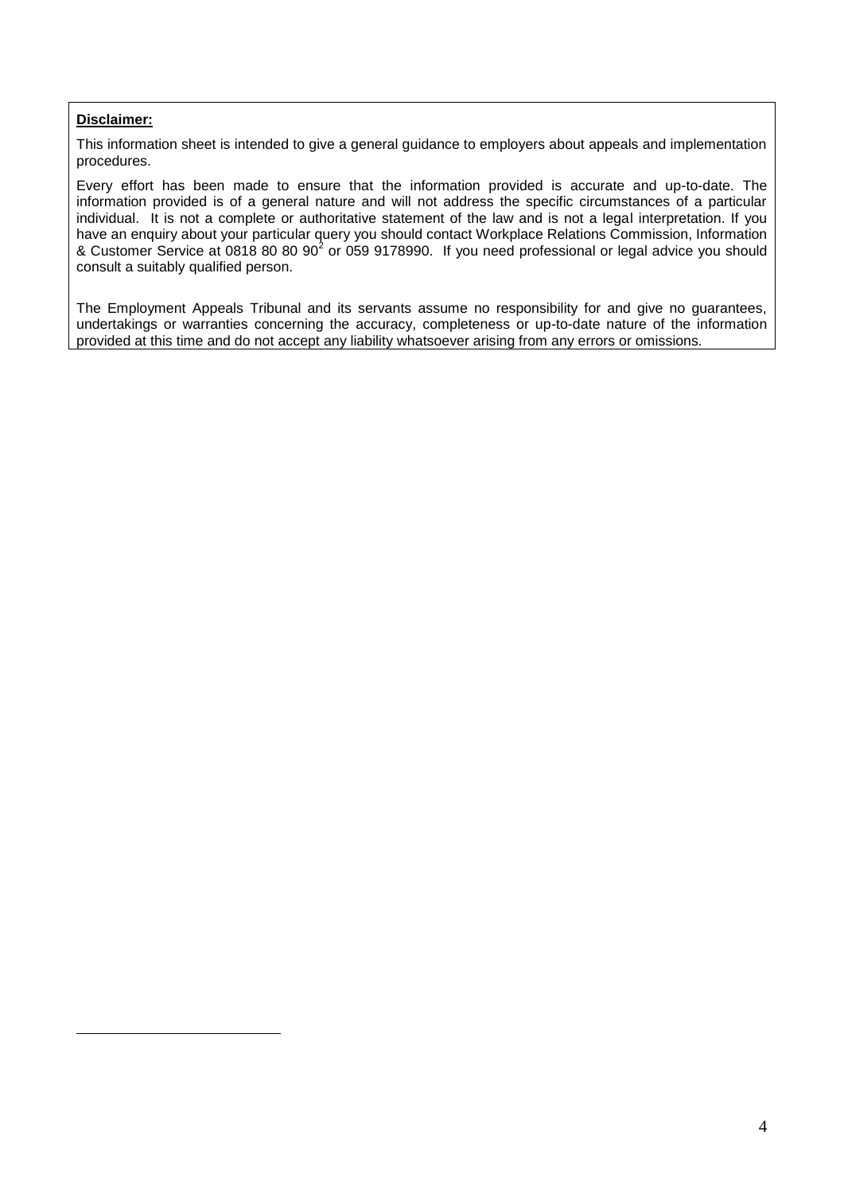**Disclaimer:**

This information sheet is intended to give a general guidance to employers about appeals and implementation procedures.

Every effort has been made to ensure that the information provided is accurate and up-to-date. The information provided is of a general nature and will not address the specific circumstances of a particular individual. It is not a complete or authoritative statement of the law and is not a legal interpretation. If you have an enquiry about your particular query you should contact Workplace Relations Commission, Information & Customer Service at 0818 80 80 90[2] or 059 9178990. If you need professional or legal advice you should consult a suitably qualified person.

The Employment Appeals Tribunal and its servants assume no responsibility for and give no guarantees, undertakings or warranties concerning the accuracy, completeness or up-to-date nature of the information provided at this time and do not accept any liability whatsoever arising from any errors or omissions.